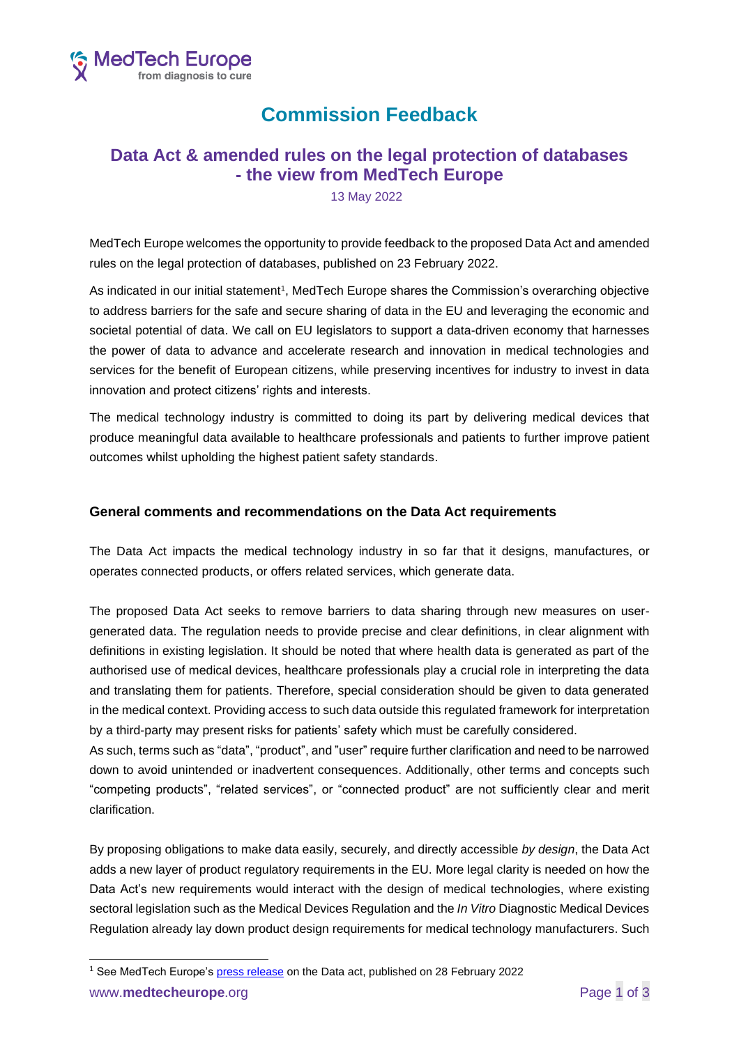# Commission Feedback

## Data Act & amended rules on the legal protection of databases - the view from MedTech Europe

13 May 2022

MedTech Europe welcomes the opportunity to provide feedback to the proposed Data Act and amended rules on the legal protection of databases, published on 23 February 2022.

As indicated in our initial statement[1], MedTech Europe shares the Commission's overarching objective to address barriers for the safe and secure sharing of data in the EU and leveraging the economic and societal potential of data. We call on EU legislators to support a data-driven economy that harnesses the power of data to advance and accelerate research and innovation in medical technologies and services for the benefit of European citizens, while preserving incentives for industry to invest in data innovation and protect citizens' rights and interests.

The medical technology industry is committed to doing its part by delivering medical devices that produce meaningful data available to healthcare professionals and patients to further improve patient outcomes whilst upholding the highest patient safety standards.

### General comments and recommendations on the Data Act requirements

The Data Act impacts the medical technology industry in so far that it designs, manufactures, or operates connected products, or offers related services, which generate data.

The proposed Data Act seeks to remove barriers to data sharing through new measures on user-generated data. The regulation needs to provide precise and clear definitions, in clear alignment with definitions in existing legislation. It should be noted that where health data is generated as part of the authorised use of medical devices, healthcare professionals play a crucial role in interpreting the data and translating them for patients. Therefore, special consideration should be given to data generated in the medical context. Providing access to such data outside this regulated framework for interpretation by a third-party may present risks for patients' safety which must be carefully considered.
As such, terms such as "data", "product", and "user" require further clarification and need to be narrowed down to avoid unintended or inadvertent consequences. Additionally, other terms and concepts such "competing products", "related services", or "connected product" are not sufficiently clear and merit clarification.

By proposing obligations to make data easily, securely, and directly accessible *by design*, the Data Act adds a new layer of product regulatory requirements in the EU. More legal clarity is needed on how the Data Act's new requirements would interact with the design of medical technologies, where existing sectoral legislation such as the Medical Devices Regulation and the *In Vitro* Diagnostic Medical Devices Regulation already lay down product design requirements for medical technology manufacturers. Such

[1] See MedTech Europe's press release on the Data act, published on 28 February 2022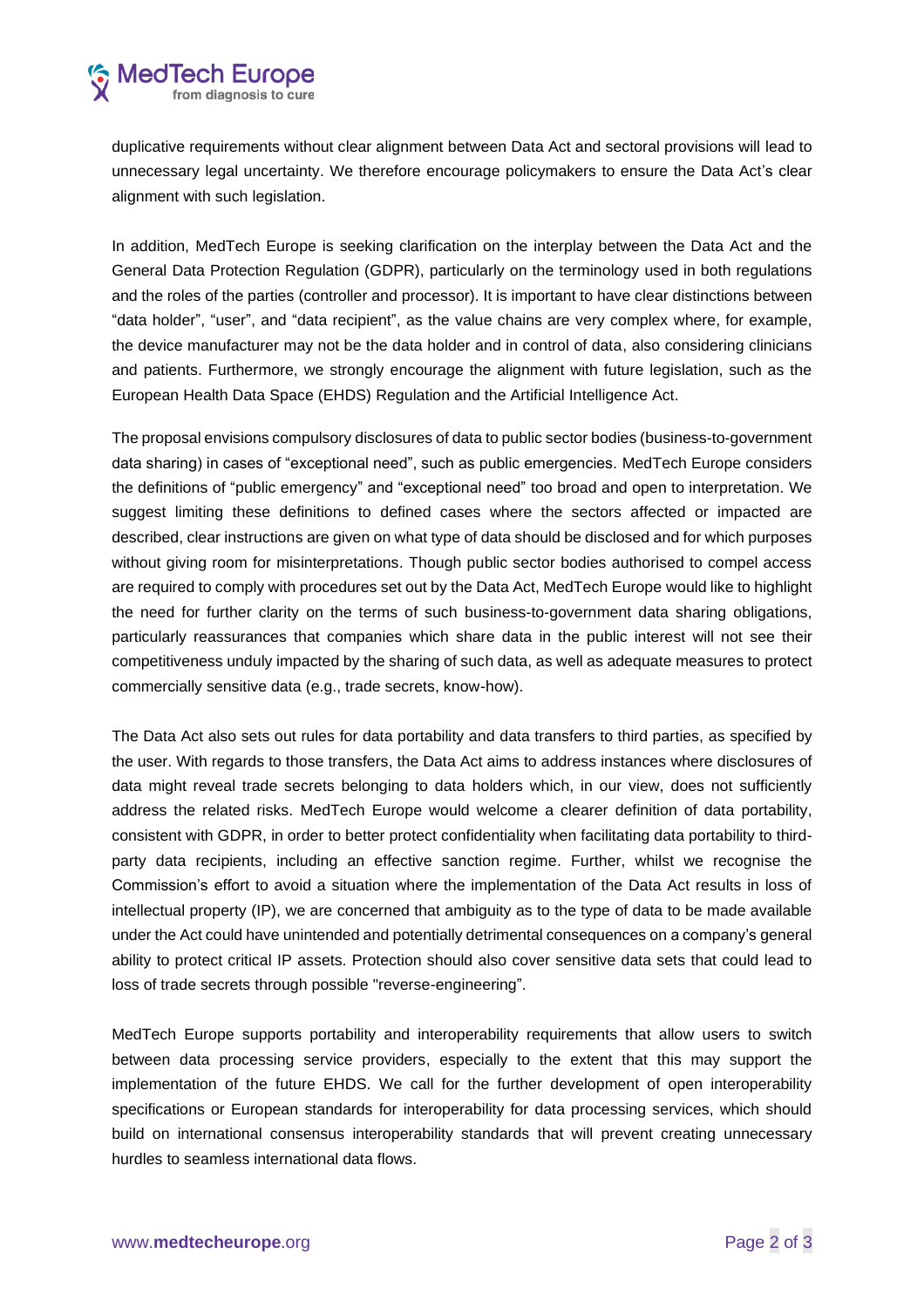duplicative requirements without clear alignment between Data Act and sectoral provisions will lead to unnecessary legal uncertainty. We therefore encourage policymakers to ensure the Data Act's clear alignment with such legislation.

In addition, MedTech Europe is seeking clarification on the interplay between the Data Act and the General Data Protection Regulation (GDPR), particularly on the terminology used in both regulations and the roles of the parties (controller and processor). It is important to have clear distinctions between "data holder", "user", and "data recipient", as the value chains are very complex where, for example, the device manufacturer may not be the data holder and in control of data, also considering clinicians and patients. Furthermore, we strongly encourage the alignment with future legislation, such as the European Health Data Space (EHDS) Regulation and the Artificial Intelligence Act.

The proposal envisions compulsory disclosures of data to public sector bodies (business-to-government data sharing) in cases of "exceptional need", such as public emergencies. MedTech Europe considers the definitions of "public emergency" and "exceptional need" too broad and open to interpretation. We suggest limiting these definitions to defined cases where the sectors affected or impacted are described, clear instructions are given on what type of data should be disclosed and for which purposes without giving room for misinterpretations. Though public sector bodies authorised to compel access are required to comply with procedures set out by the Data Act, MedTech Europe would like to highlight the need for further clarity on the terms of such business-to-government data sharing obligations, particularly reassurances that companies which share data in the public interest will not see their competitiveness unduly impacted by the sharing of such data, as well as adequate measures to protect commercially sensitive data (e.g., trade secrets, know-how).

The Data Act also sets out rules for data portability and data transfers to third parties, as specified by the user. With regards to those transfers, the Data Act aims to address instances where disclosures of data might reveal trade secrets belonging to data holders which, in our view, does not sufficiently address the related risks. MedTech Europe would welcome a clearer definition of data portability, consistent with GDPR, in order to better protect confidentiality when facilitating data portability to third-party data recipients, including an effective sanction regime. Further, whilst we recognise the Commission's effort to avoid a situation where the implementation of the Data Act results in loss of intellectual property (IP), we are concerned that ambiguity as to the type of data to be made available under the Act could have unintended and potentially detrimental consequences on a company's general ability to protect critical IP assets. Protection should also cover sensitive data sets that could lead to loss of trade secrets through possible "reverse-engineering".

MedTech Europe supports portability and interoperability requirements that allow users to switch between data processing service providers, especially to the extent that this may support the implementation of the future EHDS. We call for the further development of open interoperability specifications or European standards for interoperability for data processing services, which should build on international consensus interoperability standards that will prevent creating unnecessary hurdles to seamless international data flows.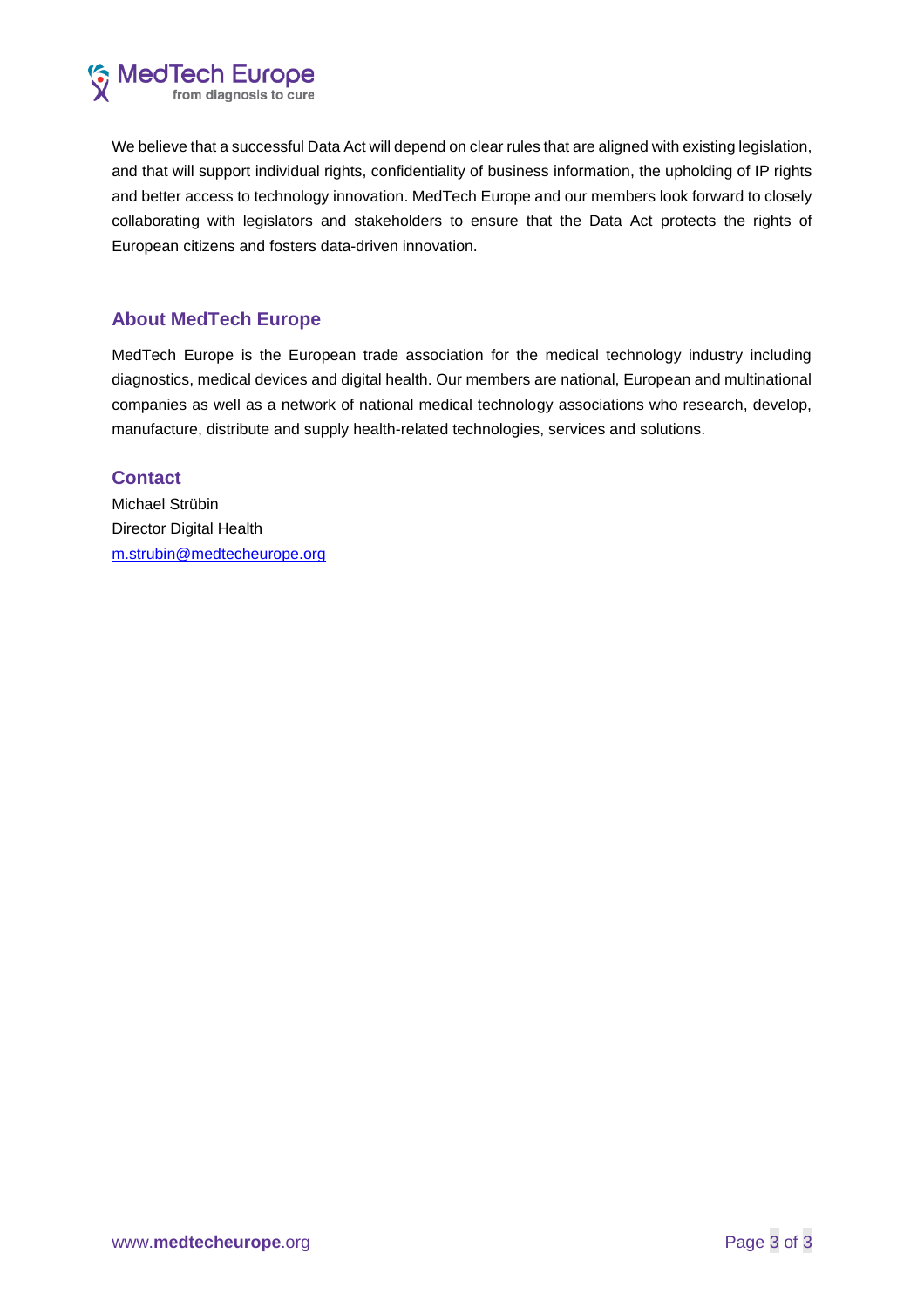We believe that a successful Data Act will depend on clear rules that are aligned with existing legislation, and that will support individual rights, confidentiality of business information, the upholding of IP rights and better access to technology innovation. MedTech Europe and our members look forward to closely collaborating with legislators and stakeholders to ensure that the Data Act protects the rights of European citizens and fosters data-driven innovation.

## About MedTech Europe

MedTech Europe is the European trade association for the medical technology industry including diagnostics, medical devices and digital health. Our members are national, European and multinational companies as well as a network of national medical technology associations who research, develop, manufacture, distribute and supply health-related technologies, services and solutions.

## Contact

Michael Strübin
Director Digital Health
m.strubin@medtecheurope.org